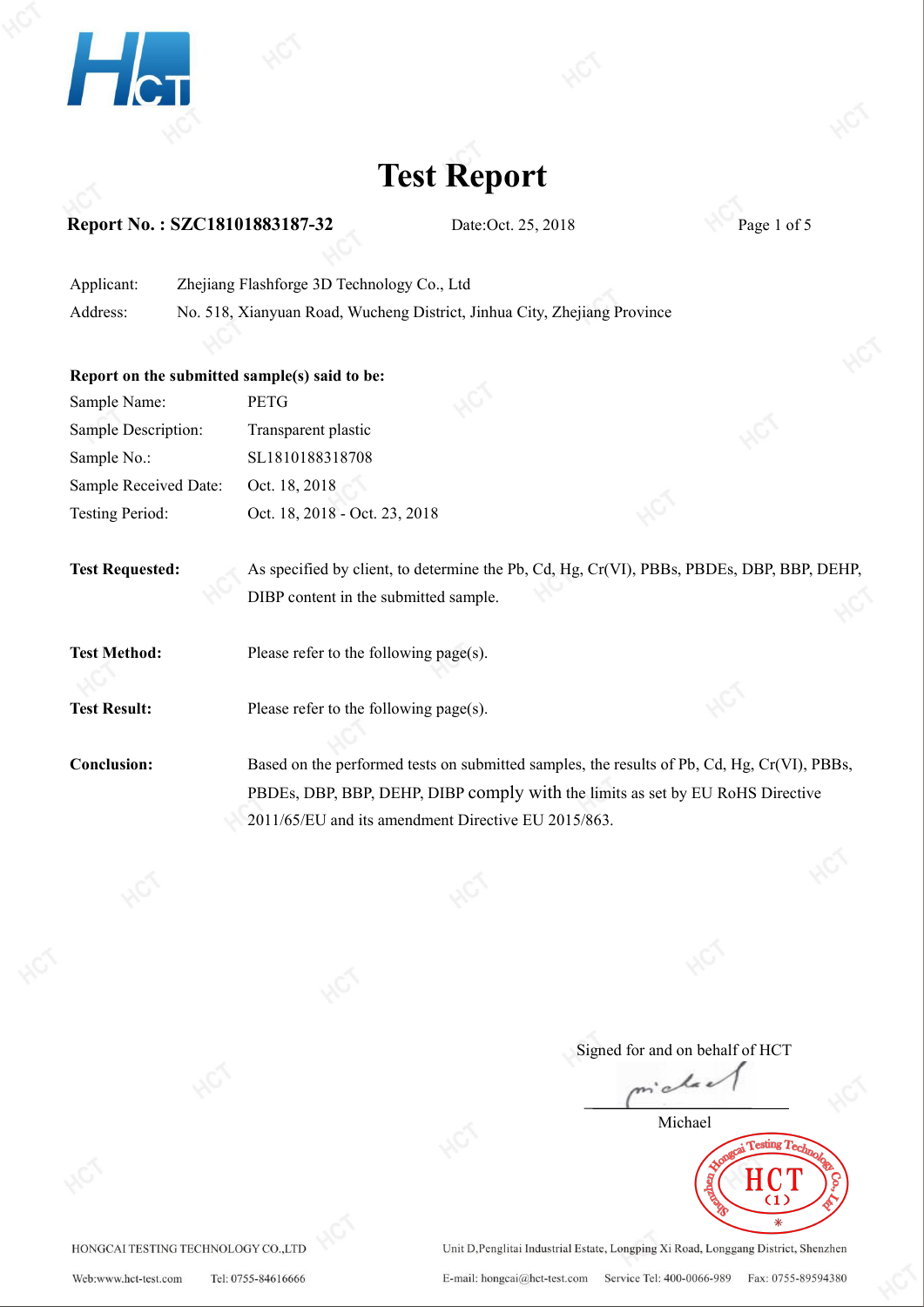# Test Report

**Report No. : SZC18101883187-32** Date:Oct. 25, 2018

Applicant: Zhejiang Flashforge 3D Technology Co., Ltd

Address: No. 518, Xianyuan Road, Wucheng District, Jinhua City, Zhejiang Province

**Report on the submitted sample(s) said to be:**

Sample Name: PETG

Sample Description: Transparent plastic

Sample No.: SL1810188318708

Sample Received Date: Oct. 18, 2018

Testing Period: Oct. 18, 2018 - Oct. 23, 2018

**Test Requested:** As specified by client, to determine the Pb, Cd, Hg, Cr(VI), PBBs, PBDEs, DBP, BBP, DEHP, DIBP content in the submitted sample.

**Test Method:** Please refer to the following page(s).

**Test Result:** Please refer to the following page(s).

**Conclusion:** Based on the performed tests on submitted samples, the results of Pb, Cd, Hg, Cr(VI), PBBs, PBDEs, DBP, BBP, DEHP, DIBP comply with the limits as set by EU RoHS Directive 2011/65/EU and its amendment Directive EU 2015/863.

Signed for and on behalf of HCT

Michael

HONGCAI TESTING TECHNOLOGY CO.,LTD
Unit D,Penglitai Industrial Estate, Longping Xi Road, Longgang District, Shenzhen
Web:www.hct-test.com Tel: 0755-84616666 E-mail: hongcai@hct-test.com Service Tel: 400-0066-989 Fax: 0755-89594380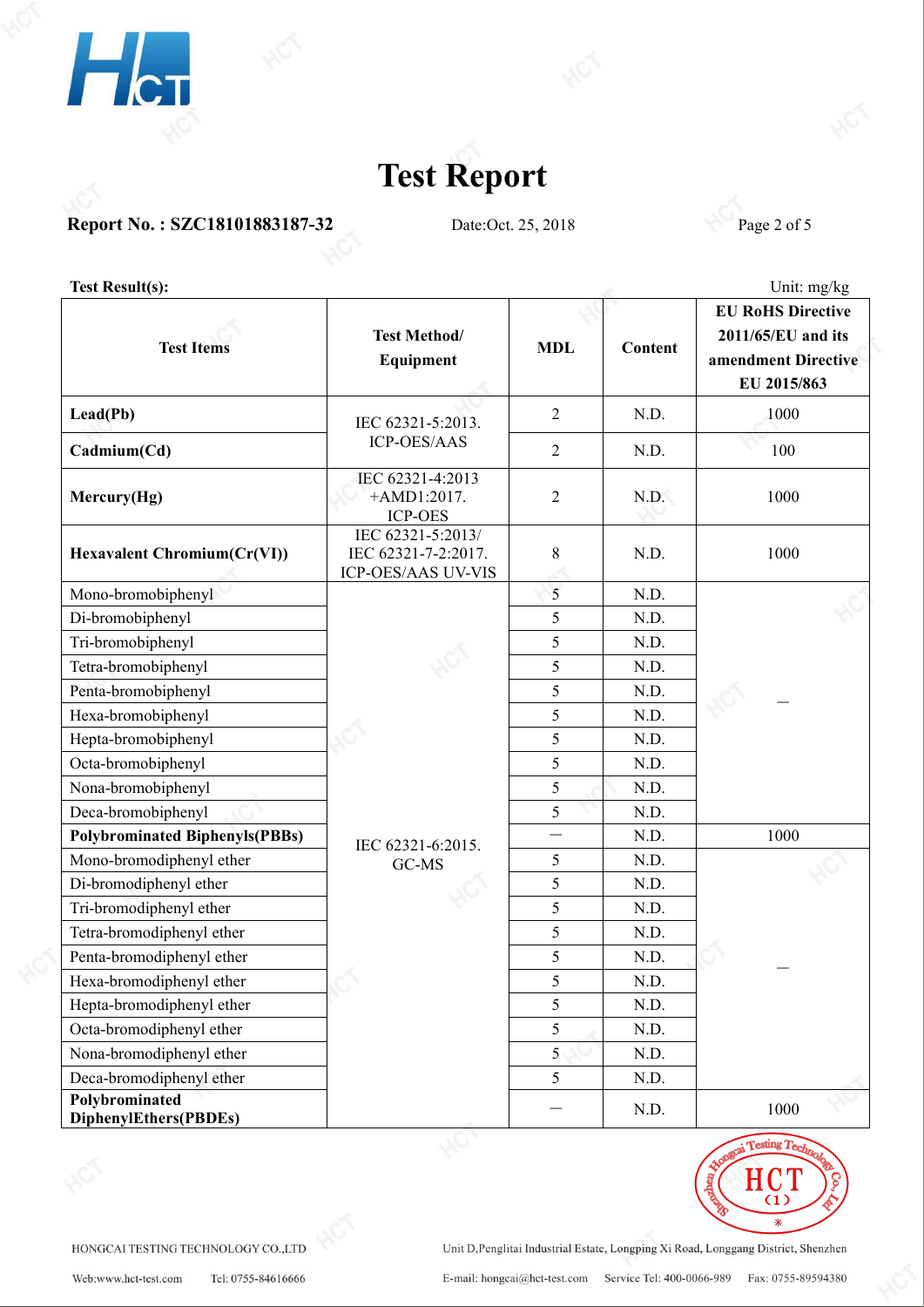# Test Report

**Report No. : SZC18101883187-32** Date:Oct. 25, 2018

**Test Result(s):** Unit: mg/kg

| Test Items | Test Method/ Equipment | MDL | Content | EU RoHS Directive 2011/65/EU and its amendment Directive EU 2015/863 |
|---|---|---|---|---|
| **Lead(Pb)** | IEC 62321-5:2013. ICP-OES/AAS | 2 | N.D. | 1000 |
| **Cadmium(Cd)** | | 2 | N.D. | 100 |
| **Mercury(Hg)** | IEC 62321-4:2013 +AMD1:2017. ICP-OES | 2 | N.D. | 1000 |
| **Hexavalent Chromium(Cr(VI))** | IEC 62321-5:2013/ IEC 62321-7-2:2017. ICP-OES/AAS UV-VIS | 8 | N.D. | 1000 |
| Mono-bromobiphenyl | IEC 62321-6:2015. GC-MS | 5 | N.D. | — |
| Di-bromobiphenyl | | 5 | N.D. | |
| Tri-bromobiphenyl | | 5 | N.D. | |
| Tetra-bromobiphenyl | | 5 | N.D. | |
| Penta-bromobiphenyl | | 5 | N.D. | |
| Hexa-bromobiphenyl | | 5 | N.D. | |
| Hepta-bromobiphenyl | | 5 | N.D. | |
| Octa-bromobiphenyl | | 5 | N.D. | |
| Nona-bromobiphenyl | | 5 | N.D. | |
| Deca-bromobiphenyl | | 5 | N.D. | |
| **Polybrominated Biphenyls(PBBs)** | | — | N.D. | 1000 |
| Mono-bromodiphenyl ether | | 5 | N.D. | — |
| Di-bromodiphenyl ether | | 5 | N.D. | |
| Tri-bromodiphenyl ether | | 5 | N.D. | |
| Tetra-bromodiphenyl ether | | 5 | N.D. | |
| Penta-bromodiphenyl ether | | 5 | N.D. | |
| Hexa-bromodiphenyl ether | | 5 | N.D. | |
| Hepta-bromodiphenyl ether | | 5 | N.D. | |
| Octa-bromodiphenyl ether | | 5 | N.D. | |
| Nona-bromodiphenyl ether | | 5 | N.D. | |
| Deca-bromodiphenyl ether | | 5 | N.D. | |
| **Polybrominated DiphenylEthers(PBDEs)** | | — | N.D. | 1000 |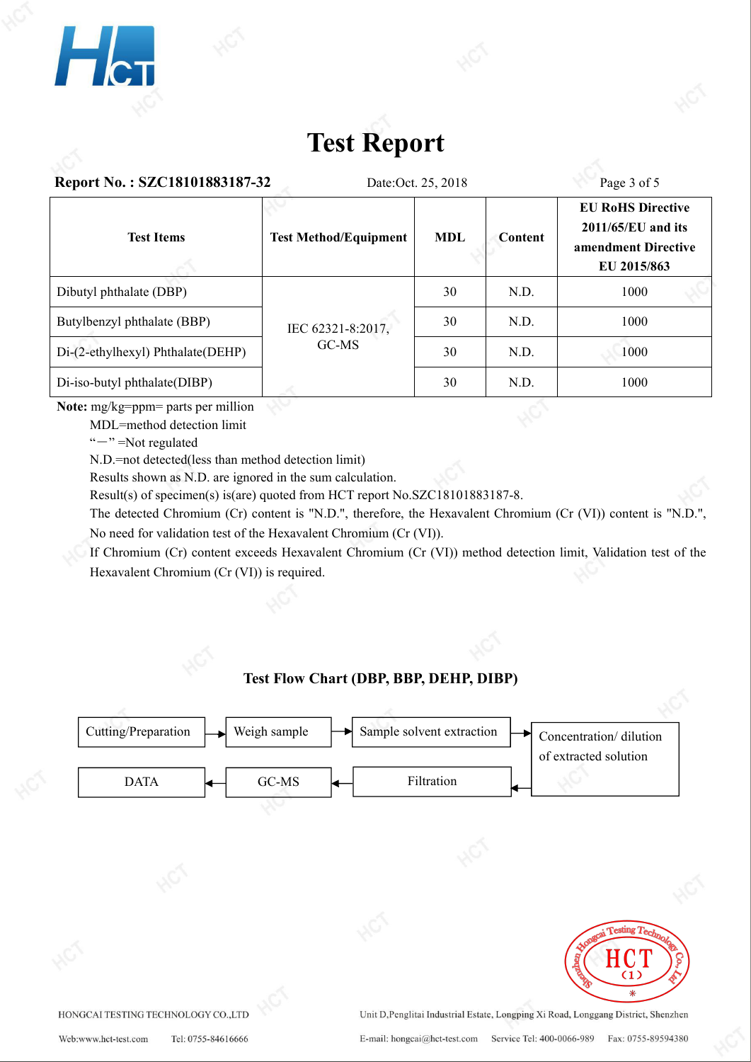# Test Report

**Report No. : SZC18101883187-32** Date:Oct. 25, 2018

| Test Items | Test Method/Equipment | MDL | Content | EU RoHS Directive 2011/65/EU and its amendment Directive EU 2015/863 |
|---|---|---|---|---|
| Dibutyl phthalate (DBP) | IEC 62321-8:2017, GC-MS | 30 | N.D. | 1000 |
| Butylbenzyl phthalate (BBP) | | 30 | N.D. | 1000 |
| Di-(2-ethylhexyl) Phthalate(DEHP) | | 30 | N.D. | 1000 |
| Di-iso-butyl phthalate(DIBP) | | 30 | N.D. | 1000 |

**Note:** mg/kg=ppm= parts per million

MDL=method detection limit

"—" =Not regulated

N.D.=not detected(less than method detection limit)

Results shown as N.D. are ignored in the sum calculation.

Result(s) of specimen(s) is(are) quoted from HCT report No.SZC18101883187-8.

The detected Chromium (Cr) content is "N.D.", therefore, the Hexavalent Chromium (Cr (VI)) content is "N.D.", No need for validation test of the Hexavalent Chromium (Cr (VI)).

If Chromium (Cr) content exceeds Hexavalent Chromium (Cr (VI)) method detection limit, Validation test of the Hexavalent Chromium (Cr (VI)) is required.

### Test Flow Chart (DBP, BBP, DEHP, DIBP)

Cutting/Preparation → Weigh sample → Sample solvent extraction → Concentration/ dilution of extracted solution → Filtration → GC-MS → DATA

HONGCAI TESTING TECHNOLOGY CO.,LTD Unit D,Penglitai Industrial Estate, Longping Xi Road, Longgang District, Shenzhen

Web:www.hct-test.com Tel: 0755-84616666 E-mail: hongcai@hct-test.com Service Tel: 400-0066-989 Fax: 0755-89594380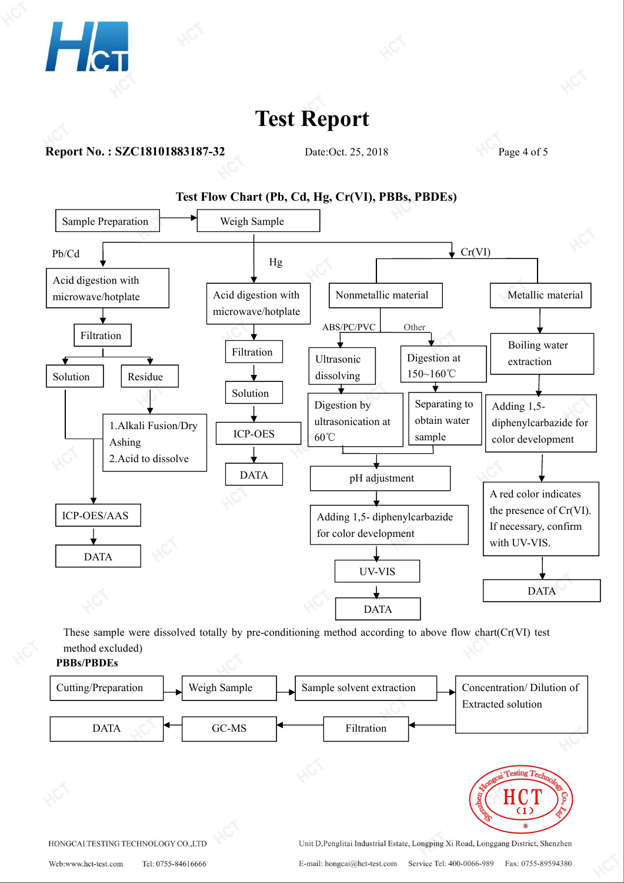# Test Report

**Report No. : SZC18101883187-32** Date:Oct. 25, 2018

## Test Flow Chart (Pb, Cd, Hg, Cr(VI), PBBs, PBDEs)

Sample Preparation → Weigh Sample

**Pb/Cd**

- Acid digestion with microwave/hotplate
- Filtration
- Solution / Residue
  - Residue → 1.Alkali Fusion/Dry Ashing 2.Acid to dissolve
- ICP-OES/AAS
- DATA

**Hg**

- Acid digestion with microwave/hotplate
- Filtration
- Solution
- ICP-OES
- DATA

**Cr(VI)**

- Nonmetallic material
  - ABS/PC/PVC: Ultrasonic dissolving → Digestion by ultrasonication at 60℃
  - Other: Digestion at 150~160℃ → Separating to obtain water sample
  - pH adjustment
  - Adding 1,5- diphenylcarbazide for color development
  - UV-VIS
  - DATA
- Metallic material
  - Boiling water extraction
  - Adding 1,5- diphenylcarbazide for color development
  - A red color indicates the presence of Cr(VI). If necessary, confirm with UV-VIS.
  - DATA

These sample were dissolved totally by pre-conditioning method according to above flow chart(Cr(VI) test method excluded)

**PBBs/PBDEs**

Cutting/Preparation → Weigh Sample → Sample solvent extraction → Concentration/ Dilution of Extracted solution → Filtration → GC-MS → DATA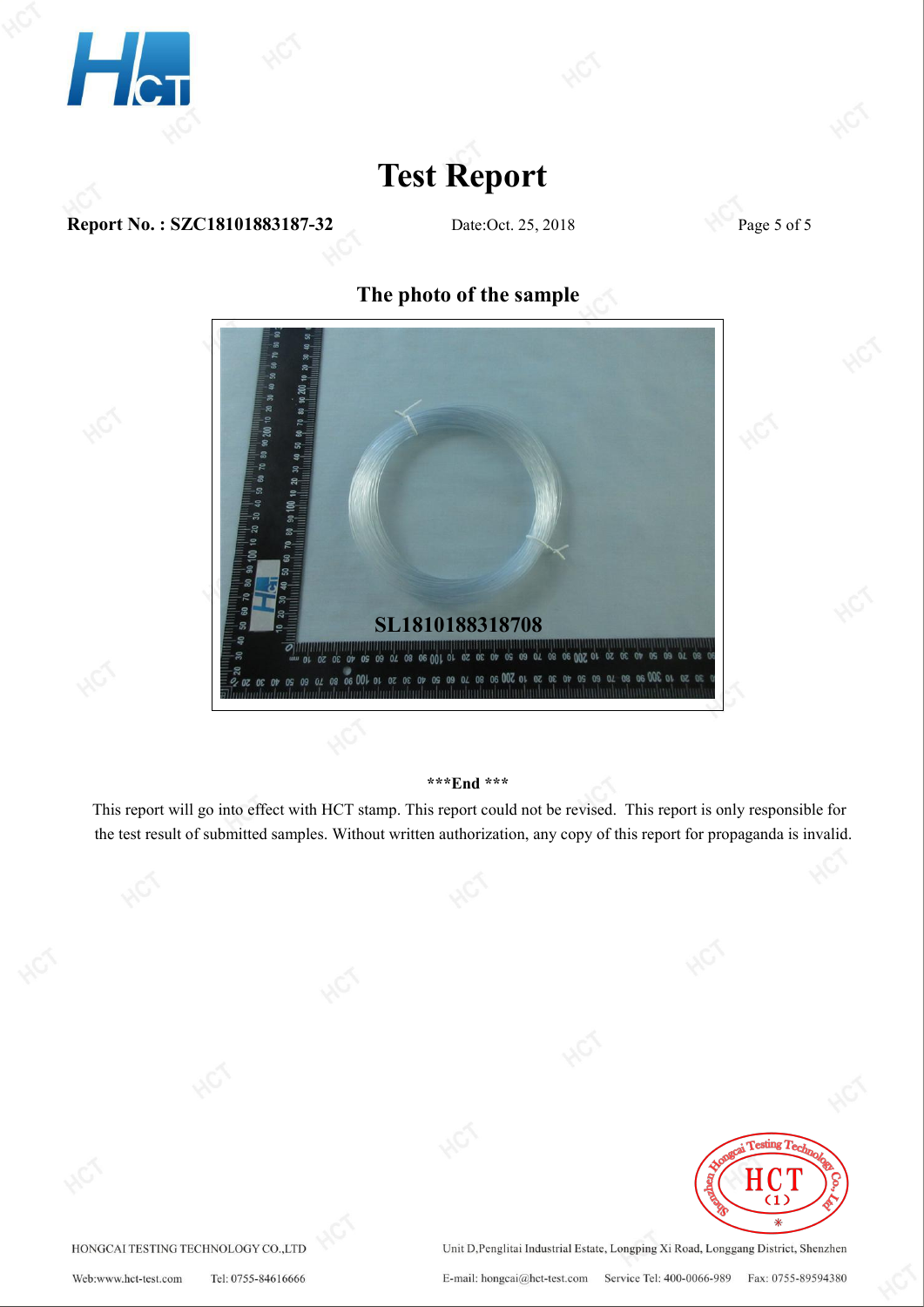# Test Report

**Report No. : SZC18101883187-32** Date:Oct. 25, 2018

## The photo of the sample

SL1810188318708

***End ***

This report will go into effect with HCT stamp. This report could not be revised. This report is only responsible for the test result of submitted samples. Without written authorization, any copy of this report for propaganda is invalid.